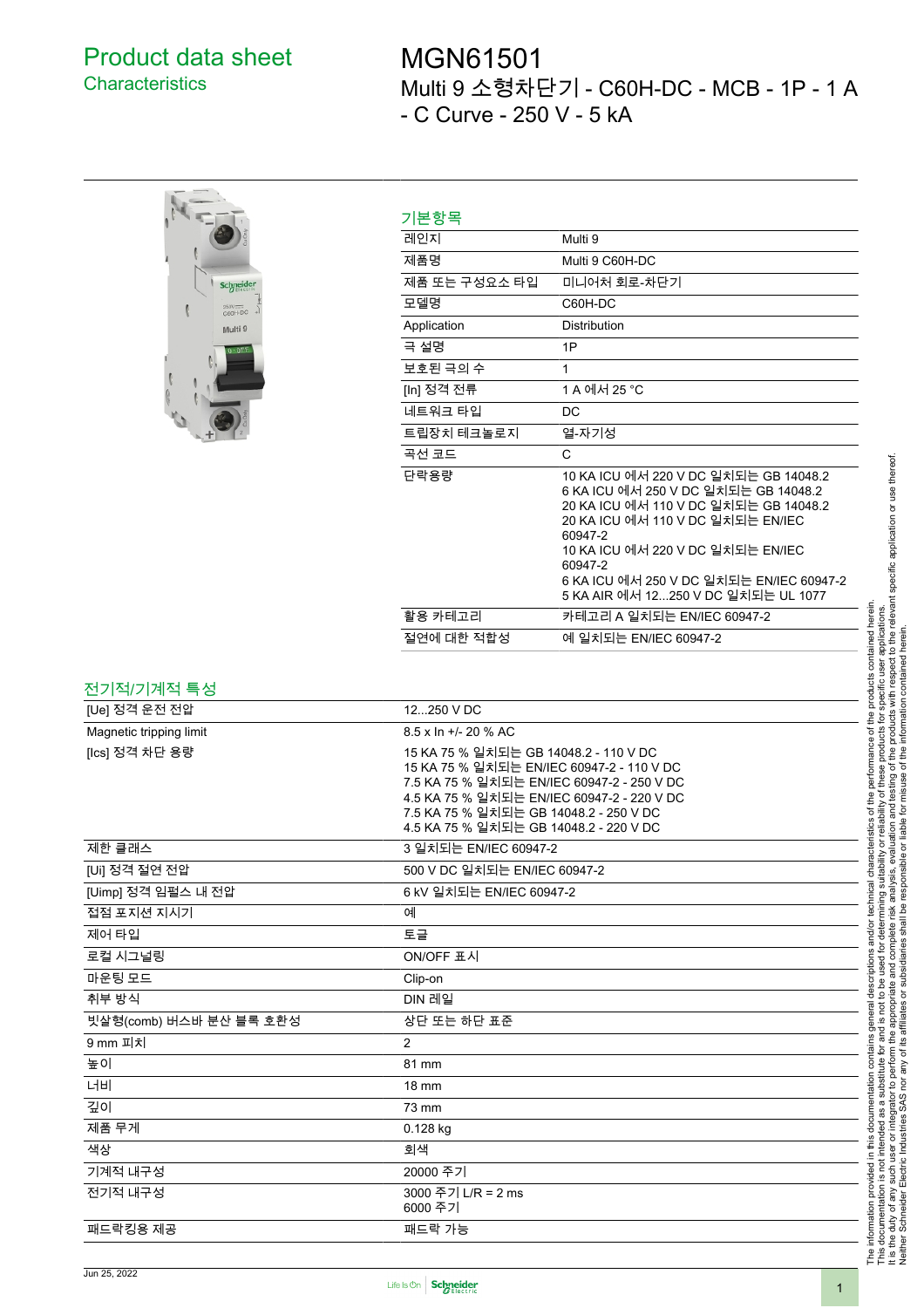# Product data sheet
## Characteristics

# MGN61501
## Multi 9 소형차단기 - C60H-DC - MCB - 1P - 1 A - C Curve - 250 V - 5 kA

### 기본항목

| | |
|---|---|
| 레인지 | Multi 9 |
| 제품명 | Multi 9 C60H-DC |
| 제품 또는 구성요소 타입 | 미니어처 회로-차단기 |
| 모델명 | C60H-DC |
| Application | Distribution |
| 극 설명 | 1P |
| 보호된 극의 수 | 1 |
| [In] 정격 전류 | 1 A 에서 25 °C |
| 네트워크 타입 | DC |
| 트립장치 테크놀로지 | 열-자기성 |
| 곡선 코드 | C |
| 단락용량 | 10 KA ICU 에서 220 V DC 일치되는 GB 14048.2<br>6 KA ICU 에서 250 V DC 일치되는 GB 14048.2<br>20 KA ICU 에서 110 V DC 일치되는 GB 14048.2<br>20 KA ICU 에서 110 V DC 일치되는 EN/IEC 60947-2<br>10 KA ICU 에서 220 V DC 일치되는 EN/IEC 60947-2<br>6 KA ICU 에서 250 V DC 일치되는 EN/IEC 60947-2<br>5 KA AIR 에서 12...250 V DC 일치되는 UL 1077 |
| 활용 카테고리 | 카테고리 A 일치되는 EN/IEC 60947-2 |
| 절연에 대한 적합성 | 예 일치되는 EN/IEC 60947-2 |

### 전기적/기계적 특성

| | |
|---|---|
| [Ue] 정격 운전 전압 | 12...250 V DC |
| Magnetic tripping limit | 8.5 x In +/- 20 % AC |
| [Ics] 정격 차단 용량 | 15 KA 75 % 일치되는 GB 14048.2 - 110 V DC<br>15 KA 75 % 일치되는 EN/IEC 60947-2 - 110 V DC<br>7.5 KA 75 % 일치되는 EN/IEC 60947-2 - 250 V DC<br>4.5 KA 75 % 일치되는 EN/IEC 60947-2 - 220 V DC<br>7.5 KA 75 % 일치되는 GB 14048.2 - 250 V DC<br>4.5 KA 75 % 일치되는 GB 14048.2 - 220 V DC |
| 제한 클래스 | 3 일치되는 EN/IEC 60947-2 |
| [Ui] 정격 절연 전압 | 500 V DC 일치되는 EN/IEC 60947-2 |
| [Uimp] 정격 임펄스 내 전압 | 6 kV 일치되는 EN/IEC 60947-2 |
| 접점 포지션 지시기 | 예 |
| 제어 타입 | 토글 |
| 로컬 시그널링 | ON/OFF 표시 |
| 마운팅 모드 | Clip-on |
| 취부 방식 | DIN 레일 |
| 빗살형(comb) 버스바 분산 블록 호환성 | 상단 또는 하단 표준 |
| 9 mm 피치 | 2 |
| 높이 | 81 mm |
| 너비 | 18 mm |
| 깊이 | 73 mm |
| 제품 무게 | 0.128 kg |
| 색상 | 회색 |
| 기계적 내구성 | 20000 주기 |
| 전기적 내구성 | 3000 주기 L/R = 2 ms<br>6000 주기 |
| 패드락킹용 제공 | 패드락 가능 |

The information provided in this documentation contains general descriptions and/or technical characteristics of the performance of the products contained herein. This documentation is not intended as a substitute for and is not to be used for determining suitability or reliability of these products for specific user applications. It is the duty of any such user or integrator to perform the appropriate and complete risk analysis, evaluation and testing of the products with respect to the relevant specific application or use thereof. Neither Schneider Electric Industries SAS nor any of its affiliates or subsidiaries shall be responsible or liable for misuse of the information contained herein.

Jun 25, 2022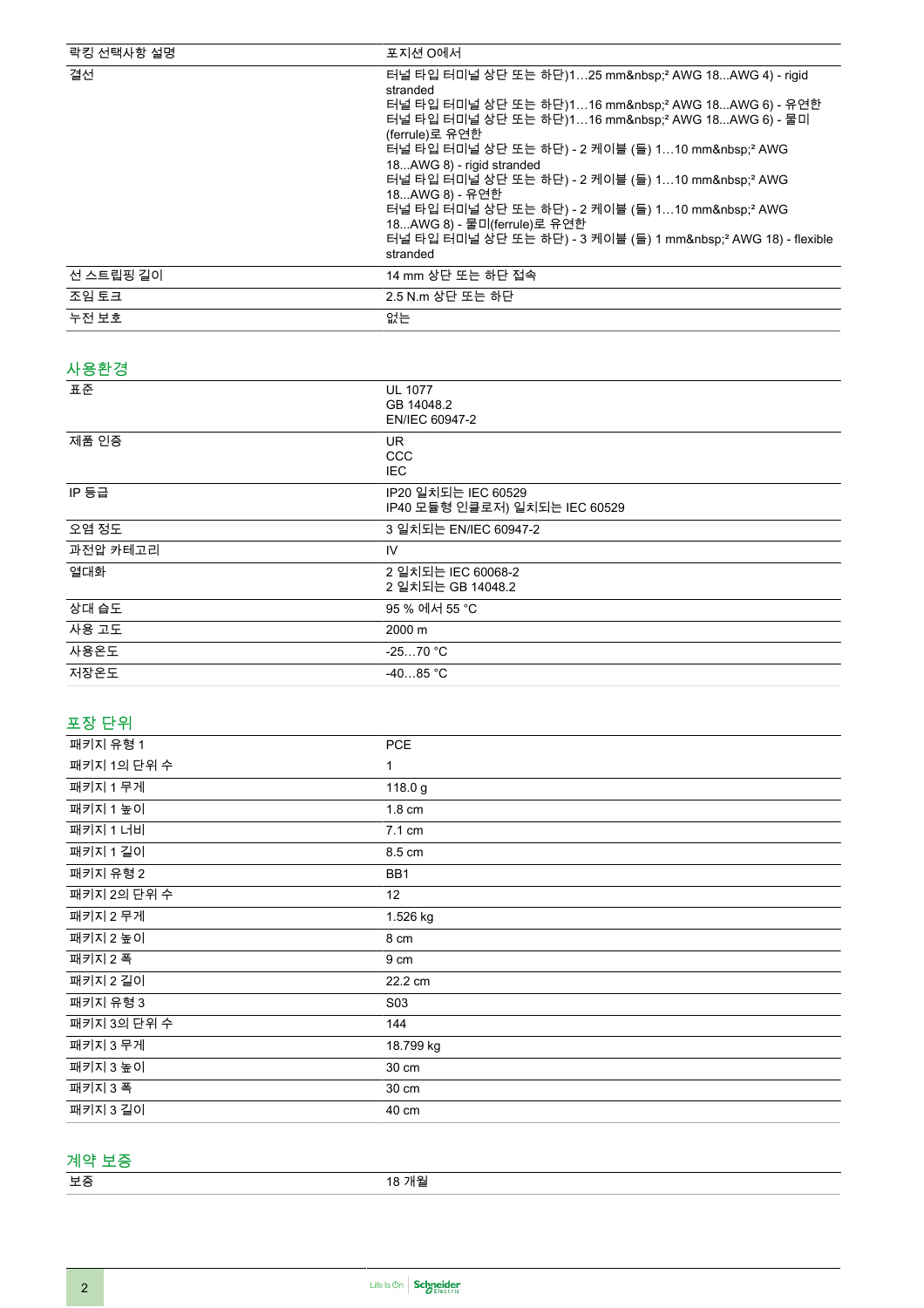| | |
|---|---|
| 락킹 선택사항 설명 | 포지션 O에서 |
| 결선 | 터널 타입 터미널 상단 또는 하단)1…25 mm&nbsp;² AWG 18...AWG 4) - rigid stranded<br>터널 타입 터미널 상단 또는 하단)1…16 mm&nbsp;² AWG 18...AWG 6) - 유연한<br>터널 타입 터미널 상단 또는 하단)1…16 mm&nbsp;² AWG 18...AWG 6) - 물미(ferrule)로 유연한<br>터널 타입 터미널 상단 또는 하단) - 2 케이블 (들) 1…10 mm&nbsp;² AWG 18...AWG 8) - rigid stranded<br>터널 타입 터미널 상단 또는 하단) - 2 케이블 (들) 1…10 mm&nbsp;² AWG 18...AWG 8) - 유연한<br>터널 타입 터미널 상단 또는 하단) - 2 케이블 (들) 1…10 mm&nbsp;² AWG 18...AWG 8) - 물미(ferrule)로 유연한<br>터널 타입 터미널 상단 또는 하단) - 3 케이블 (들) 1 mm&nbsp;² AWG 18) - flexible stranded |
| 선 스트립핑 길이 | 14 mm 상단 또는 하단 접속 |
| 조임 토크 | 2.5 N.m 상단 또는 하단 |
| 누전 보호 | 없는 |

## 사용환경

| | |
|---|---|
| 표준 | UL 1077<br>GB 14048.2<br>EN/IEC 60947-2 |
| 제품 인증 | UR<br>CCC<br>IEC |
| IP 등급 | IP20 일치되는 IEC 60529<br>IP40 모듈형 인클로저) 일치되는 IEC 60529 |
| 오염 정도 | 3 일치되는 EN/IEC 60947-2 |
| 과전압 카테고리 | IV |
| 열대화 | 2 일치되는 IEC 60068-2<br>2 일치되는 GB 14048.2 |
| 상대 습도 | 95 % 에서 55 °C |
| 사용 고도 | 2000 m |
| 사용온도 | -25…70 °C |
| 저장온도 | -40…85 °C |

## 포장 단위

| | |
|---|---|
| 패키지 유형 1 | PCE |
| 패키지 1의 단위 수 | 1 |
| 패키지 1 무게 | 118.0 g |
| 패키지 1 높이 | 1.8 cm |
| 패키지 1 너비 | 7.1 cm |
| 패키지 1 길이 | 8.5 cm |
| 패키지 유형 2 | BB1 |
| 패키지 2의 단위 수 | 12 |
| 패키지 2 무게 | 1.526 kg |
| 패키지 2 높이 | 8 cm |
| 패키지 2 폭 | 9 cm |
| 패키지 2 길이 | 22.2 cm |
| 패키지 유형 3 | S03 |
| 패키지 3의 단위 수 | 144 |
| 패키지 3 무게 | 18.799 kg |
| 패키지 3 높이 | 30 cm |
| 패키지 3 폭 | 30 cm |
| 패키지 3 길이 | 40 cm |

## 계약 보증

| | |
|---|---|
| 보증 | 18 개월 |